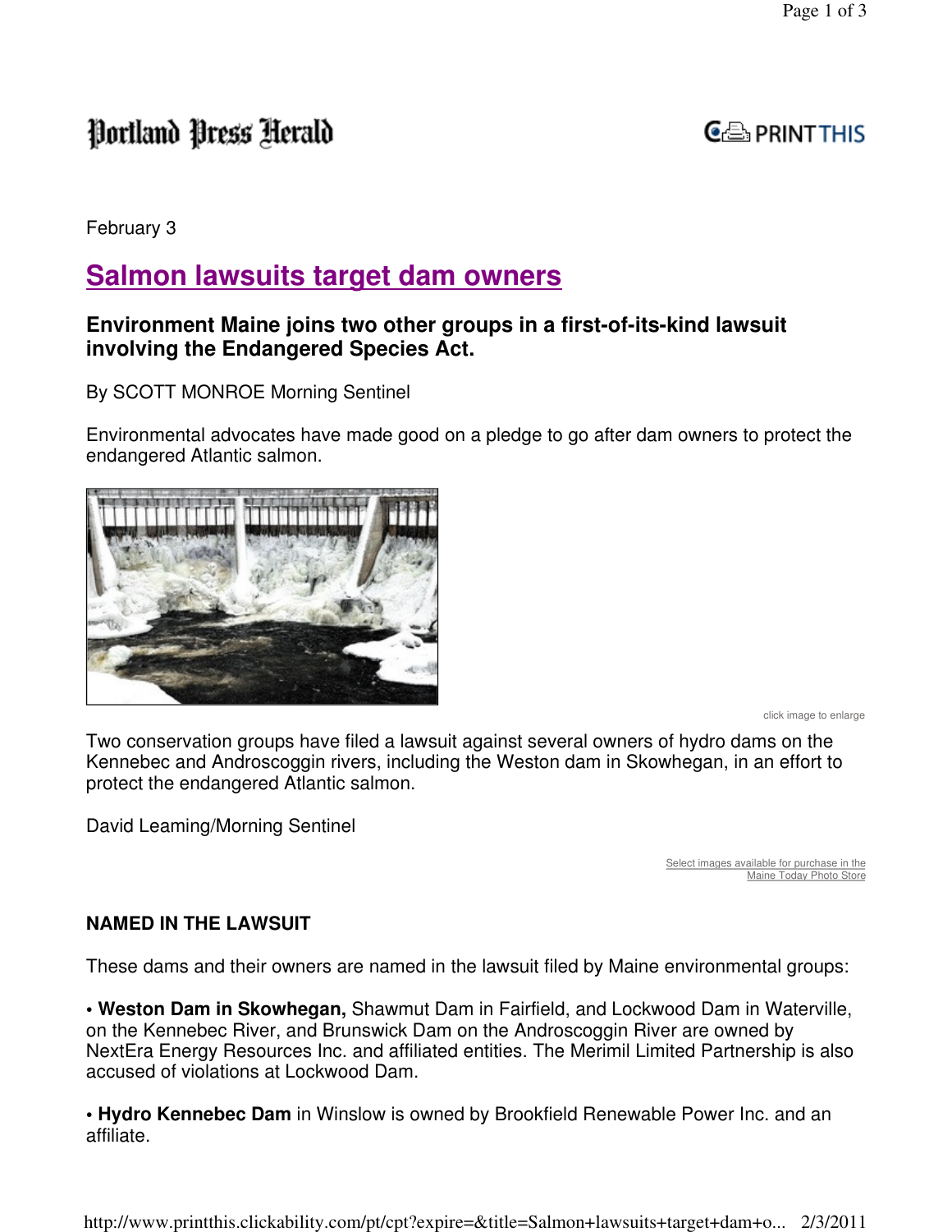Portland Press Herald

February 3

# Salmon lawsuits target dam owners

### Environment Maine joins two other groups in a first-of-its-kind lawsuit involving the Endangered Species Act.

By SCOTT MONROE Morning Sentinel

Environmental advocates have made good on a pledge to go after dam owners to protect the endangered Atlantic salmon.

click image to enlarge

Two conservation groups have filed a lawsuit against several owners of hydro dams on the Kennebec and Androscoggin rivers, including the Weston dam in Skowhegan, in an effort to protect the endangered Atlantic salmon.

David Leaming/Morning Sentinel

Select images available for purchase in the Maine Today Photo Store

**NAMED IN THE LAWSUIT**

These dams and their owners are named in the lawsuit filed by Maine environmental groups:

• **Weston Dam in Skowhegan,** Shawmut Dam in Fairfield, and Lockwood Dam in Waterville, on the Kennebec River, and Brunswick Dam on the Androscoggin River are owned by NextEra Energy Resources Inc. and affiliated entities. The Merimil Limited Partnership is also accused of violations at Lockwood Dam.

• **Hydro Kennebec Dam** in Winslow is owned by Brookfield Renewable Power Inc. and an affiliate.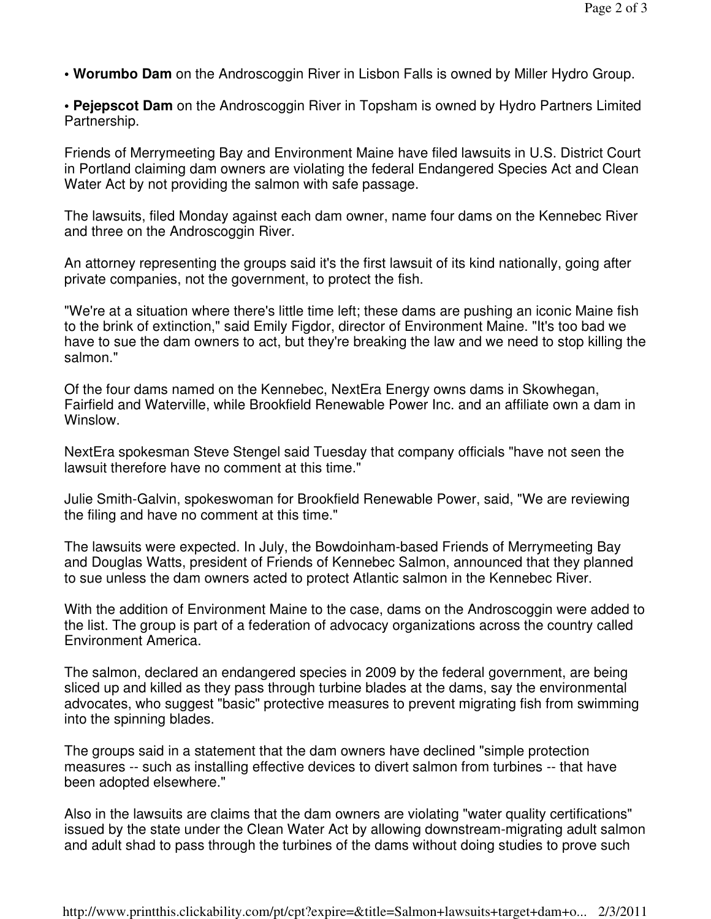• **Worumbo Dam** on the Androscoggin River in Lisbon Falls is owned by Miller Hydro Group.

• **Pejepscot Dam** on the Androscoggin River in Topsham is owned by Hydro Partners Limited Partnership.

Friends of Merrymeeting Bay and Environment Maine have filed lawsuits in U.S. District Court in Portland claiming dam owners are violating the federal Endangered Species Act and Clean Water Act by not providing the salmon with safe passage.

The lawsuits, filed Monday against each dam owner, name four dams on the Kennebec River and three on the Androscoggin River.

An attorney representing the groups said it's the first lawsuit of its kind nationally, going after private companies, not the government, to protect the fish.

"We're at a situation where there's little time left; these dams are pushing an iconic Maine fish to the brink of extinction," said Emily Figdor, director of Environment Maine. "It's too bad we have to sue the dam owners to act, but they're breaking the law and we need to stop killing the salmon."

Of the four dams named on the Kennebec, NextEra Energy owns dams in Skowhegan, Fairfield and Waterville, while Brookfield Renewable Power Inc. and an affiliate own a dam in Winslow.

NextEra spokesman Steve Stengel said Tuesday that company officials "have not seen the lawsuit therefore have no comment at this time."

Julie Smith-Galvin, spokeswoman for Brookfield Renewable Power, said, "We are reviewing the filing and have no comment at this time."

The lawsuits were expected. In July, the Bowdoinham-based Friends of Merrymeeting Bay and Douglas Watts, president of Friends of Kennebec Salmon, announced that they planned to sue unless the dam owners acted to protect Atlantic salmon in the Kennebec River.

With the addition of Environment Maine to the case, dams on the Androscoggin were added to the list. The group is part of a federation of advocacy organizations across the country called Environment America.

The salmon, declared an endangered species in 2009 by the federal government, are being sliced up and killed as they pass through turbine blades at the dams, say the environmental advocates, who suggest "basic" protective measures to prevent migrating fish from swimming into the spinning blades.

The groups said in a statement that the dam owners have declined "simple protection measures -- such as installing effective devices to divert salmon from turbines -- that have been adopted elsewhere."

Also in the lawsuits are claims that the dam owners are violating "water quality certifications" issued by the state under the Clean Water Act by allowing downstream-migrating adult salmon and adult shad to pass through the turbines of the dams without doing studies to prove such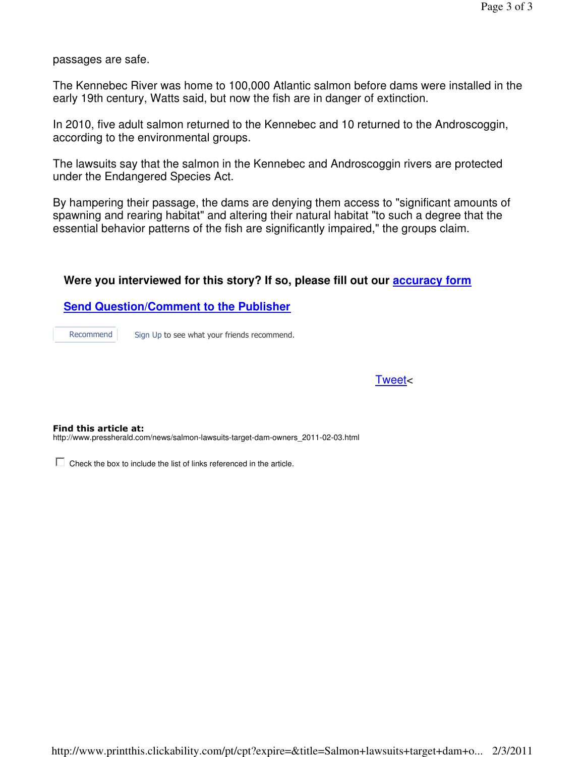passages are safe.

The Kennebec River was home to 100,000 Atlantic salmon before dams were installed in the early 19th century, Watts said, but now the fish are in danger of extinction.

In 2010, five adult salmon returned to the Kennebec and 10 returned to the Androscoggin, according to the environmental groups.

The lawsuits say that the salmon in the Kennebec and Androscoggin rivers are protected under the Endangered Species Act.

By hampering their passage, the dams are denying them access to "significant amounts of spawning and rearing habitat" and altering their natural habitat "to such a degree that the essential behavior patterns of the fish are significantly impaired," the groups claim.

**Were you interviewed for this story? If so, please fill out our accuracy form**

**Send Question/Comment to the Publisher**

Recommend   Sign Up to see what your friends recommend.

Tweet<

**Find this article at:**
http://www.pressherald.com/news/salmon-lawsuits-target-dam-owners_2011-02-03.html

☐ Check the box to include the list of links referenced in the article.